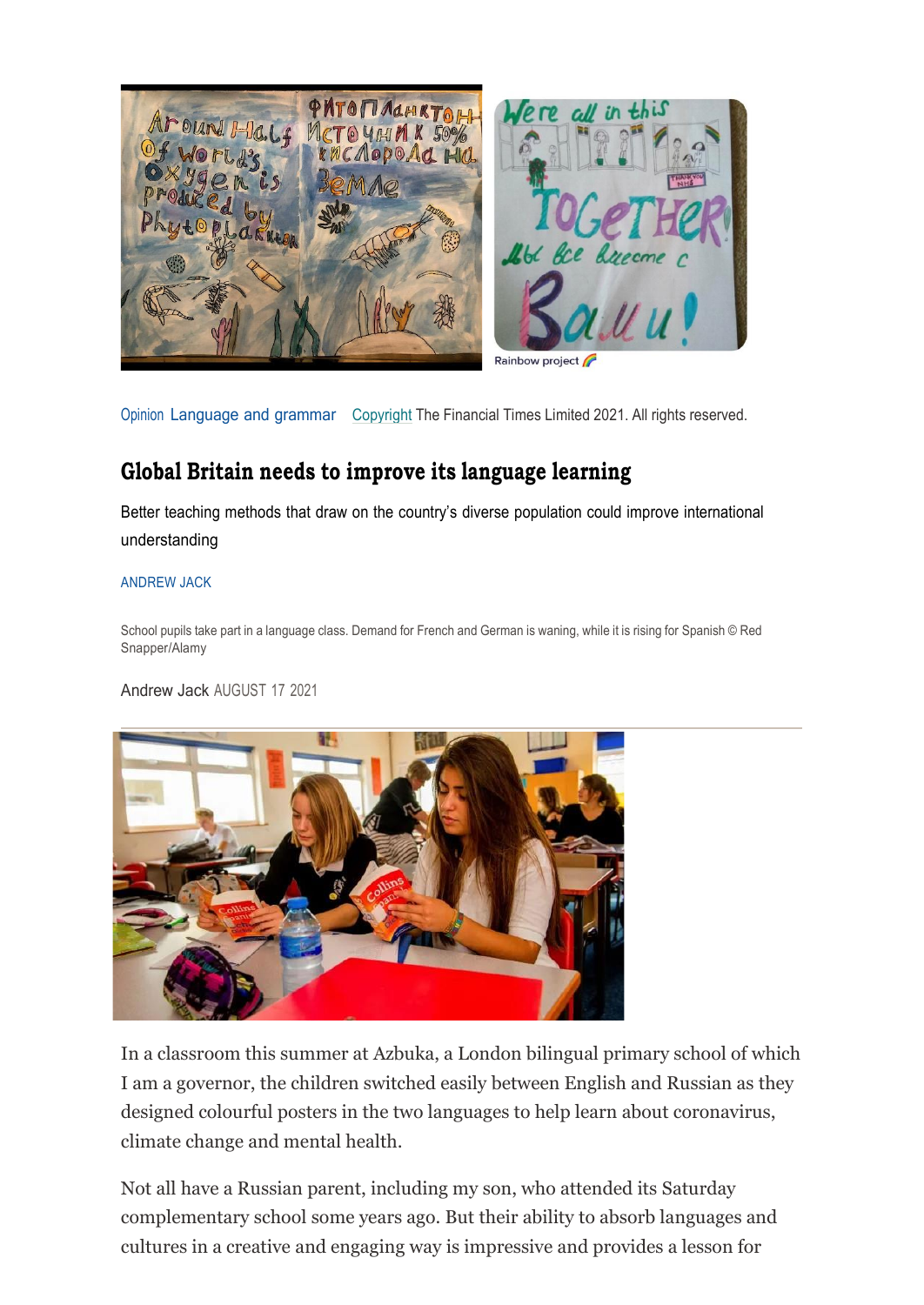Rainbow project 🌈

Opinion Language and grammar Copyright The Financial Times Limited 2021. All rights reserved.

## Global Britain needs to improve its language learning

Better teaching methods that draw on the country's diverse population could improve international understanding

ANDREW JACK

School pupils take part in a language class. Demand for French and German is waning, while it is rising for Spanish © Red Snapper/Alamy

Andrew Jack AUGUST 17 2021

In a classroom this summer at Azbuka, a London bilingual primary school of which I am a governor, the children switched easily between English and Russian as they designed colourful posters in the two languages to help learn about coronavirus, climate change and mental health.

Not all have a Russian parent, including my son, who attended its Saturday complementary school some years ago. But their ability to absorb languages and cultures in a creative and engaging way is impressive and provides a lesson for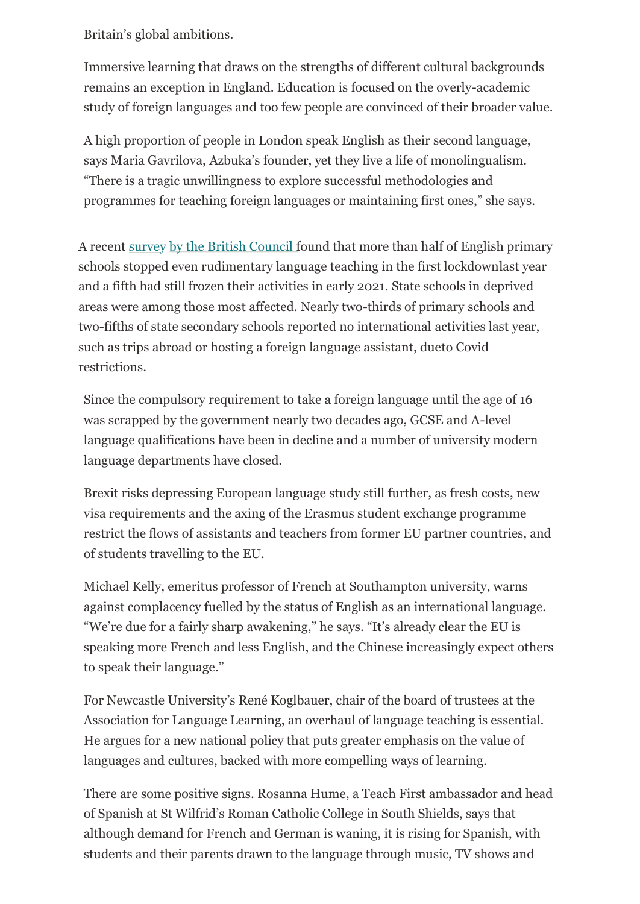Britain's global ambitions.

Immersive learning that draws on the strengths of different cultural backgrounds remains an exception in England. Education is focused on the overly-academic study of foreign languages and too few people are convinced of their broader value.

A high proportion of people in London speak English as their second language, says Maria Gavrilova, Azbuka's founder, yet they live a life of monolingualism. "There is a tragic unwillingness to explore successful methodologies and programmes for teaching foreign languages or maintaining first ones," she says.

A recent survey by the British Council found that more than half of English primary schools stopped even rudimentary language teaching in the first lockdownlast year and a fifth had still frozen their activities in early 2021. State schools in deprived areas were among those most affected. Nearly two-thirds of primary schools and two-fifths of state secondary schools reported no international activities last year, such as trips abroad or hosting a foreign language assistant, dueto Covid restrictions.

Since the compulsory requirement to take a foreign language until the age of 16 was scrapped by the government nearly two decades ago, GCSE and A-level language qualifications have been in decline and a number of university modern language departments have closed.

Brexit risks depressing European language study still further, as fresh costs, new visa requirements and the axing of the Erasmus student exchange programme restrict the flows of assistants and teachers from former EU partner countries, and of students travelling to the EU.

Michael Kelly, emeritus professor of French at Southampton university, warns against complacency fuelled by the status of English as an international language. "We're due for a fairly sharp awakening," he says. "It's already clear the EU is speaking more French and less English, and the Chinese increasingly expect others to speak their language."

For Newcastle University's René Koglbauer, chair of the board of trustees at the Association for Language Learning, an overhaul of language teaching is essential. He argues for a new national policy that puts greater emphasis on the value of languages and cultures, backed with more compelling ways of learning.

There are some positive signs. Rosanna Hume, a Teach First ambassador and head of Spanish at St Wilfrid's Roman Catholic College in South Shields, says that although demand for French and German is waning, it is rising for Spanish, with students and their parents drawn to the language through music, TV shows and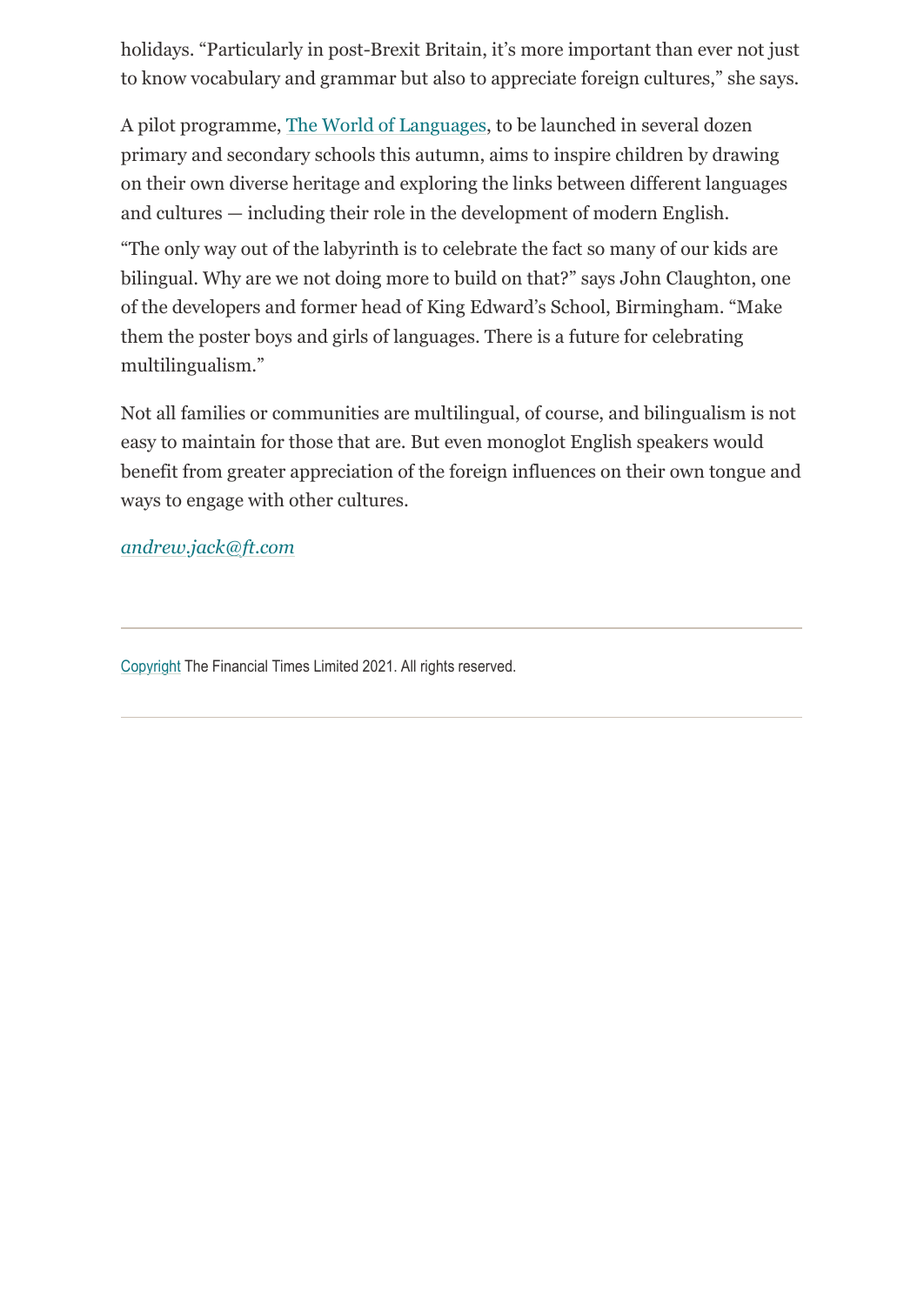holidays. "Particularly in post-Brexit Britain, it's more important than ever not just to know vocabulary and grammar but also to appreciate foreign cultures," she says.

A pilot programme, [The World of Languages](), to be launched in several dozen primary and secondary schools this autumn, aims to inspire children by drawing on their own diverse heritage and exploring the links between different languages and cultures — including their role in the development of modern English.

"The only way out of the labyrinth is to celebrate the fact so many of our kids are bilingual. Why are we not doing more to build on that?" says John Claughton, one of the developers and former head of King Edward's School, Birmingham. "Make them the poster boys and girls of languages. There is a future for celebrating multilingualism."

Not all families or communities are multilingual, of course, and bilingualism is not easy to maintain for those that are. But even monoglot English speakers would benefit from greater appreciation of the foreign influences on their own tongue and ways to engage with other cultures.

*andrew.jack@ft.com*

---

Copyright The Financial Times Limited 2021. All rights reserved.